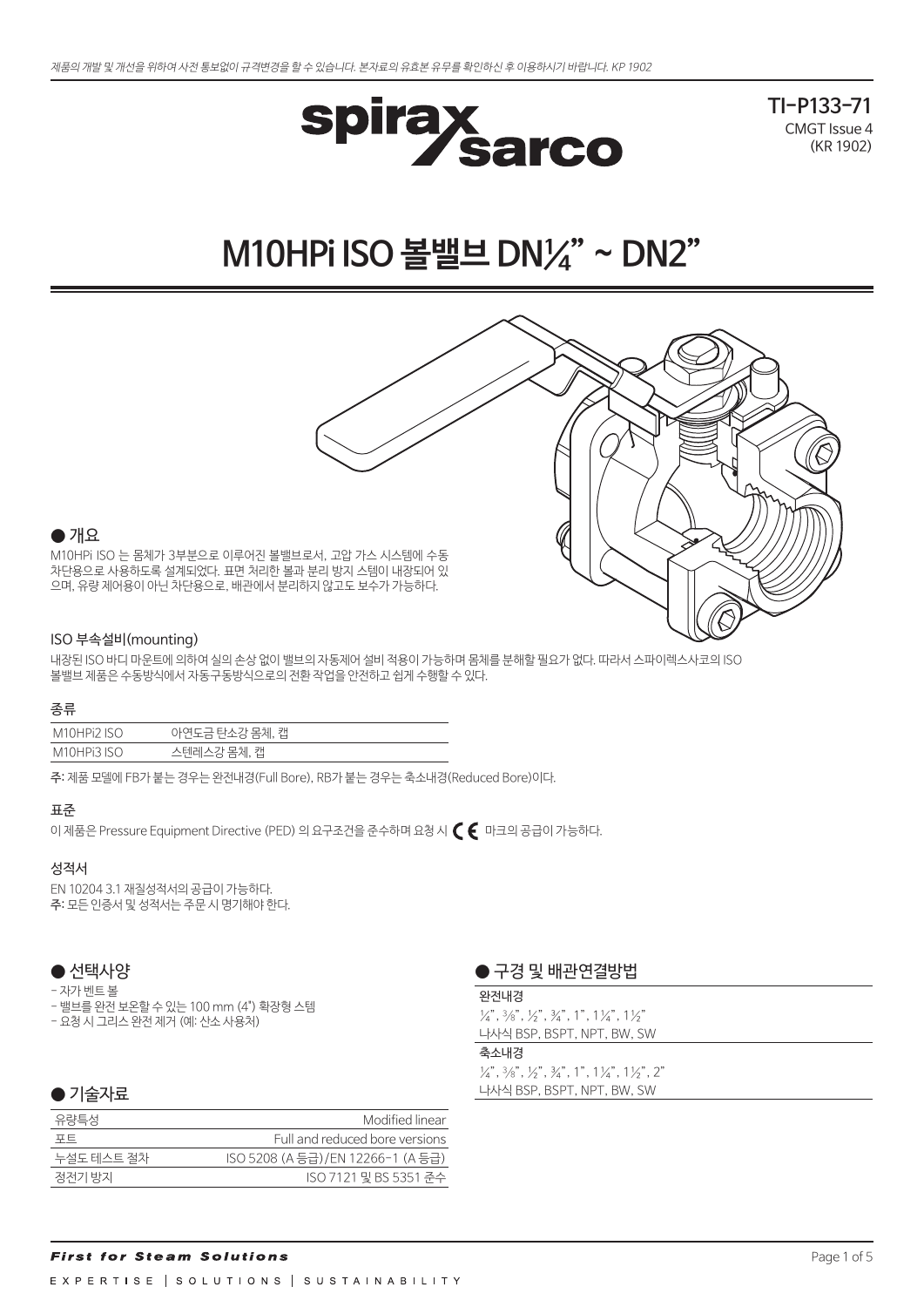제품의 개발 및 개선을 위하여 사전 통보없이 규격변경을 할 수 있습니다. 본자료의 유효본 유무를 확인하신 후 이용하시기 바랍니다. KP 1902

spirax sarco

TI-P133-71
CMGT Issue 4
(KR 1902)

# M10HPi ISO 볼밸브 DN¼" ~ DN2"

## ● 개요

M10HPi ISO 는 몸체가 3부분으로 이루어진 볼밸브로서, 고압 가스 시스템에 수동 차단용으로 사용하도록 설계되었다. 표면 처리한 볼과 분리 방지 스템이 내장되어 있으며, 유량 제어용이 아닌 차단용으로, 배관에서 분리하지 않고도 보수가 가능하다.

### ISO 부속설비(mounting)

내장된 ISO 바디 마운트에 의하여 실의 손상 없이 밸브의 자동제어 설비 적용이 가능하며 몸체를 분해할 필요가 없다. 따라서 스파이렉스사코의 ISO 볼밸브 제품은 수동방식에서 자동구동방식으로의 전환 작업을 안전하고 쉽게 수행할 수 있다.

### 종류

| | |
|---|---|
| M10HPi2 ISO | 아연도금 탄소강 몸체, 캡 |
| M10HPi3 ISO | 스텐레스강 몸체, 캡 |

**주:** 제품 모델에 FB가 붙는 경우는 완전내경(Full Bore), RB가 붙는 경우는 축소내경(Reduced Bore)이다.

### 표준

이 제품은 Pressure Equipment Directive (PED) 의 요구조건을 준수하며 요청 시 CE 마크의 공급이 가능하다.

### 성적서

EN 10204 3.1 재질성적서의 공급이 가능하다.
**주:** 모든 인증서 및 성적서는 주문 시 명기해야 한다.

## ● 선택사양

- 자가 벤트 볼
- 밸브를 완전 보온할 수 있는 100 mm (4") 확장형 스템
- 요청 시 그리스 완전 제거 (예: 산소 사용처)

## ● 기술자료

| | |
|---|---|
| 유량특성 | Modified linear |
| 포트 | Full and reduced bore versions |
| 누설도 테스트 절차 | ISO 5208 (A 등급)/EN 12266-1 (A 등급) |
| 정전기 방지 | ISO 7121 및 BS 5351 준수 |

## ● 구경 및 배관연결방법

**완전내경**
¼", ⅜", ½", ¾", 1", 1¼", 1½"
나사식 BSP, BSPT, NPT, BW, SW

**축소내경**
¼", ⅜", ½", ¾", 1", 1¼", 1½", 2"
나사식 BSP, BSPT, NPT, BW, SW

*First for Steam Solutions*

EXPERTISE | SOLUTIONS | SUSTAINABILITY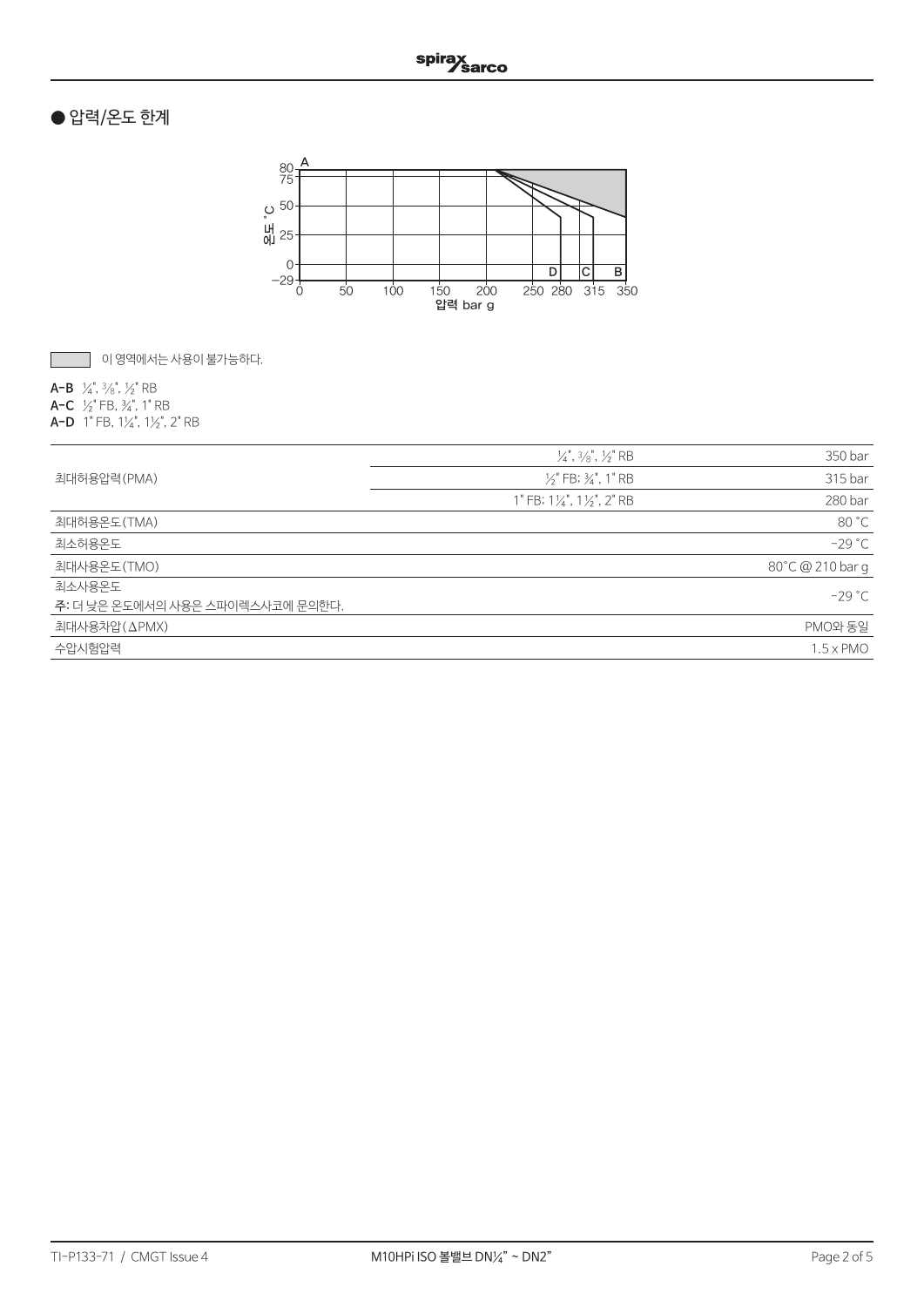## ● 압력/온도 한계

이 영역에서는 사용이 불가능하다.

**A–B** ¼", ⅜", ½" RB
**A–C** ½" FB, ¾", 1" RB
**A–D** 1" FB, 1¼", 1½", 2" RB

| | | |
|---|---|---|
| 최대허용압력(PMA) | ¼", ⅜", ½" RB | 350 bar |
| | ½" FB; ¾", 1" RB | 315 bar |
| | 1" FB; 1¼", 1½", 2" RB | 280 bar |
| 최대허용온도(TMA) | | 80 °C |
| 최소허용온도 | | −29 °C |
| 최대사용온도(TMO) | | 80°C @ 210 bar g |
| 최소사용온도<br>**주**: 더 낮은 온도에서의 사용은 스파이렉스사코에 문의한다. | | −29 °C |
| 최대사용차압(ΔPMX) | | PMO와 동일 |
| 수압시험압력 | | 1.5 x PMO |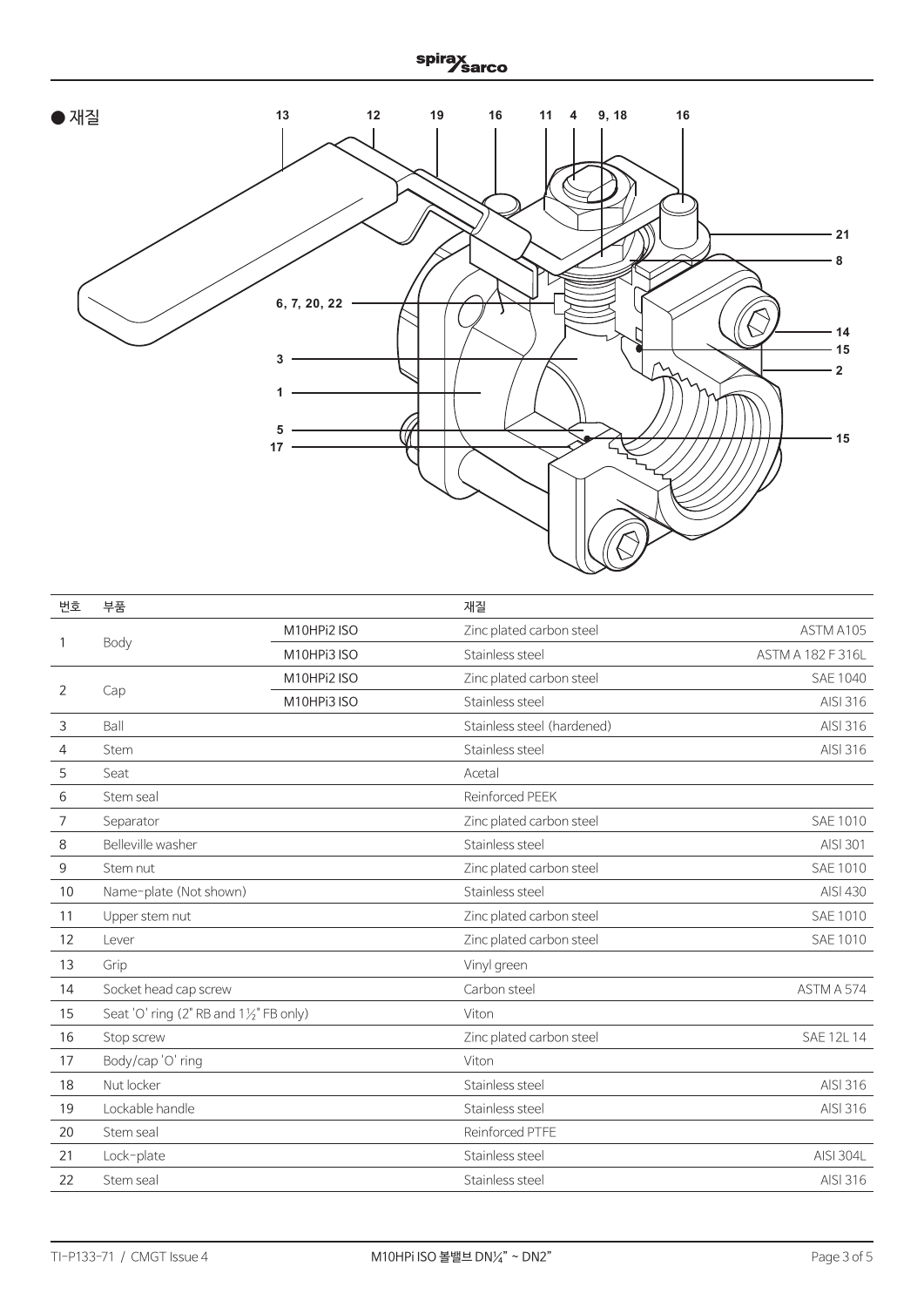## ● 재질

| 번호 | 부품 | | 재질 | |
|---|---|---|---|---|
| 1 | Body | M10HPi2 ISO | Zinc plated carbon steel | ASTM A105 |
| | | M10HPi3 ISO | Stainless steel | ASTM A 182 F 316L |
| 2 | Cap | M10HPi2 ISO | Zinc plated carbon steel | SAE 1040 |
| | | M10HPi3 ISO | Stainless steel | AISI 316 |
| 3 | Ball | | Stainless steel (hardened) | AISI 316 |
| 4 | Stem | | Stainless steel | AISI 316 |
| 5 | Seat | | Acetal | |
| 6 | Stem seal | | Reinforced PEEK | |
| 7 | Separator | | Zinc plated carbon steel | SAE 1010 |
| 8 | Belleville washer | | Stainless steel | AISI 301 |
| 9 | Stem nut | | Zinc plated carbon steel | SAE 1010 |
| 10 | Name-plate (Not shown) | | Stainless steel | AISI 430 |
| 11 | Upper stem nut | | Zinc plated carbon steel | SAE 1010 |
| 12 | Lever | | Zinc plated carbon steel | SAE 1010 |
| 13 | Grip | | Vinyl green | |
| 14 | Socket head cap screw | | Carbon steel | ASTM A 574 |
| 15 | Seat 'O' ring (2" RB and 1½" FB only) | | Viton | |
| 16 | Stop screw | | Zinc plated carbon steel | SAE 12L 14 |
| 17 | Body/cap 'O' ring | | Viton | |
| 18 | Nut locker | | Stainless steel | AISI 316 |
| 19 | Lockable handle | | Stainless steel | AISI 316 |
| 20 | Stem seal | | Reinforced PTFE | |
| 21 | Lock-plate | | Stainless steel | AISI 304L |
| 22 | Stem seal | | Stainless steel | AISI 316 |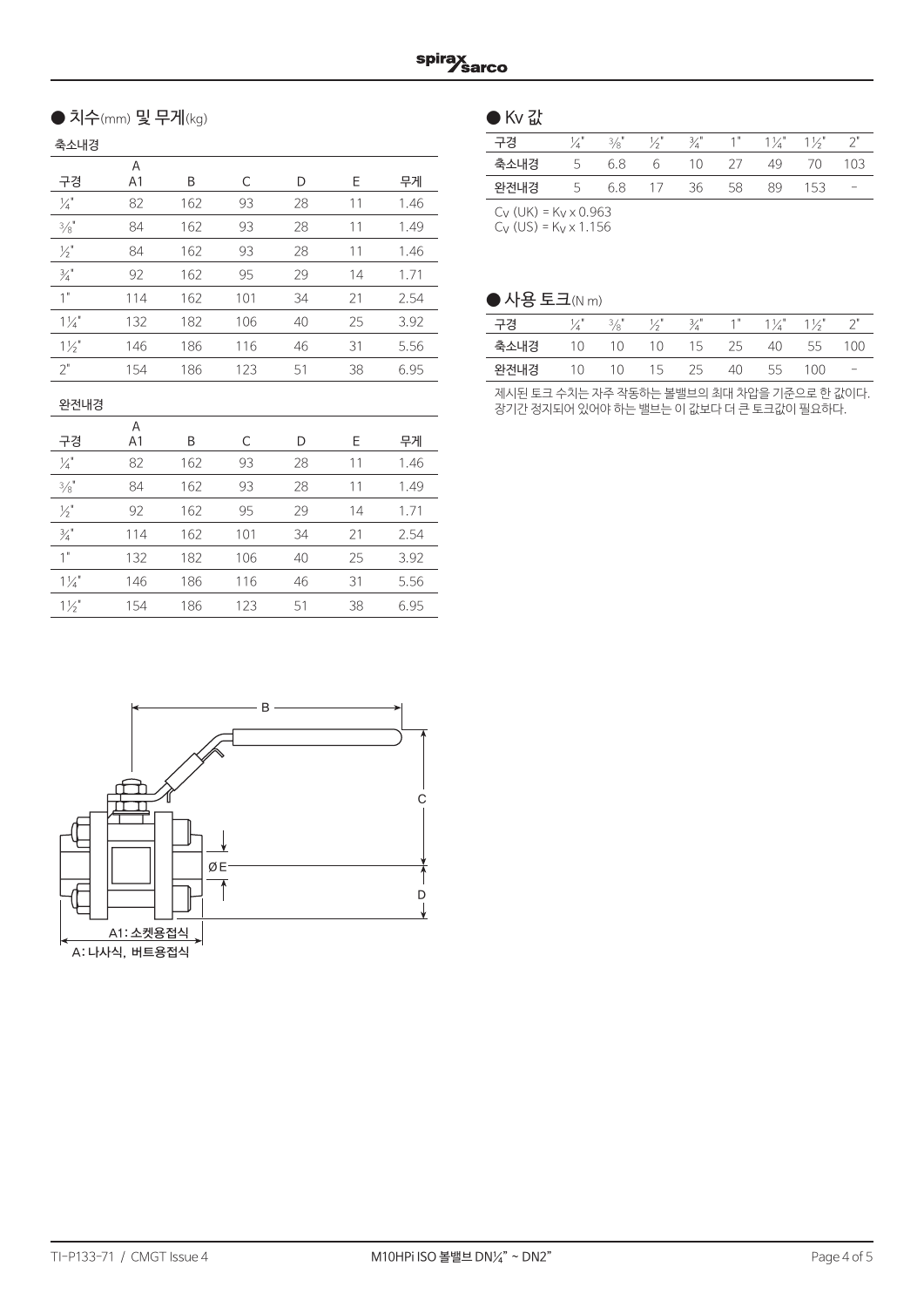## ● 치수(mm) 및 무게(kg)

### 축소내경

| 구경 | A<br>A1 | B | C | D | E | 무게 |
|---|---|---|---|---|---|---|
| ¼" | 82 | 162 | 93 | 28 | 11 | 1.46 |
| ⅜" | 84 | 162 | 93 | 28 | 11 | 1.49 |
| ½" | 84 | 162 | 93 | 28 | 11 | 1.46 |
| ¾" | 92 | 162 | 95 | 29 | 14 | 1.71 |
| 1" | 114 | 162 | 101 | 34 | 21 | 2.54 |
| 1¼" | 132 | 182 | 106 | 40 | 25 | 3.92 |
| 1½" | 146 | 186 | 116 | 46 | 31 | 5.56 |
| 2" | 154 | 186 | 123 | 51 | 38 | 6.95 |

### 완전내경

| 구경 | A<br>A1 | B | C | D | E | 무게 |
|---|---|---|---|---|---|---|
| ¼" | 82 | 162 | 93 | 28 | 11 | 1.46 |
| ⅜" | 84 | 162 | 93 | 28 | 11 | 1.49 |
| ½" | 92 | 162 | 95 | 29 | 14 | 1.71 |
| ¾" | 114 | 162 | 101 | 34 | 21 | 2.54 |
| 1" | 132 | 182 | 106 | 40 | 25 | 3.92 |
| 1¼" | 146 | 186 | 116 | 46 | 31 | 5.56 |
| 1½" | 154 | 186 | 123 | 51 | 38 | 6.95 |

B

C

ØE

D

A1: 소켓용접식

A: 나사식, 버트용접식

## ● Kv 값

| 구경 | ¼" | ⅜" | ½" | ¾" | 1" | 1¼" | 1½" | 2" |
|---|---|---|---|---|---|---|---|---|
| 축소내경 | 5 | 6.8 | 6 | 10 | 27 | 49 | 70 | 103 |
| 완전내경 | 5 | 6.8 | 17 | 36 | 58 | 89 | 153 | – |

$C_V$ (UK) = Kv x 0.963

$C_V$ (US) = $K_V$ x 1.156

## ● 사용 토크(N m)

| 구경 | ¼" | ⅜" | ½" | ¾" | 1" | 1¼" | 1½" | 2" |
|---|---|---|---|---|---|---|---|---|
| 축소내경 | 10 | 10 | 10 | 15 | 25 | 40 | 55 | 100 |
| 완전내경 | 10 | 10 | 15 | 25 | 40 | 55 | 100 | – |

제시된 토크 수치는 자주 작동하는 볼밸브의 최대 차압을 기준으로 한 값이다.
장기간 정지되어 있어야 하는 밸브는 이 값보다 더 큰 토크값이 필요하다.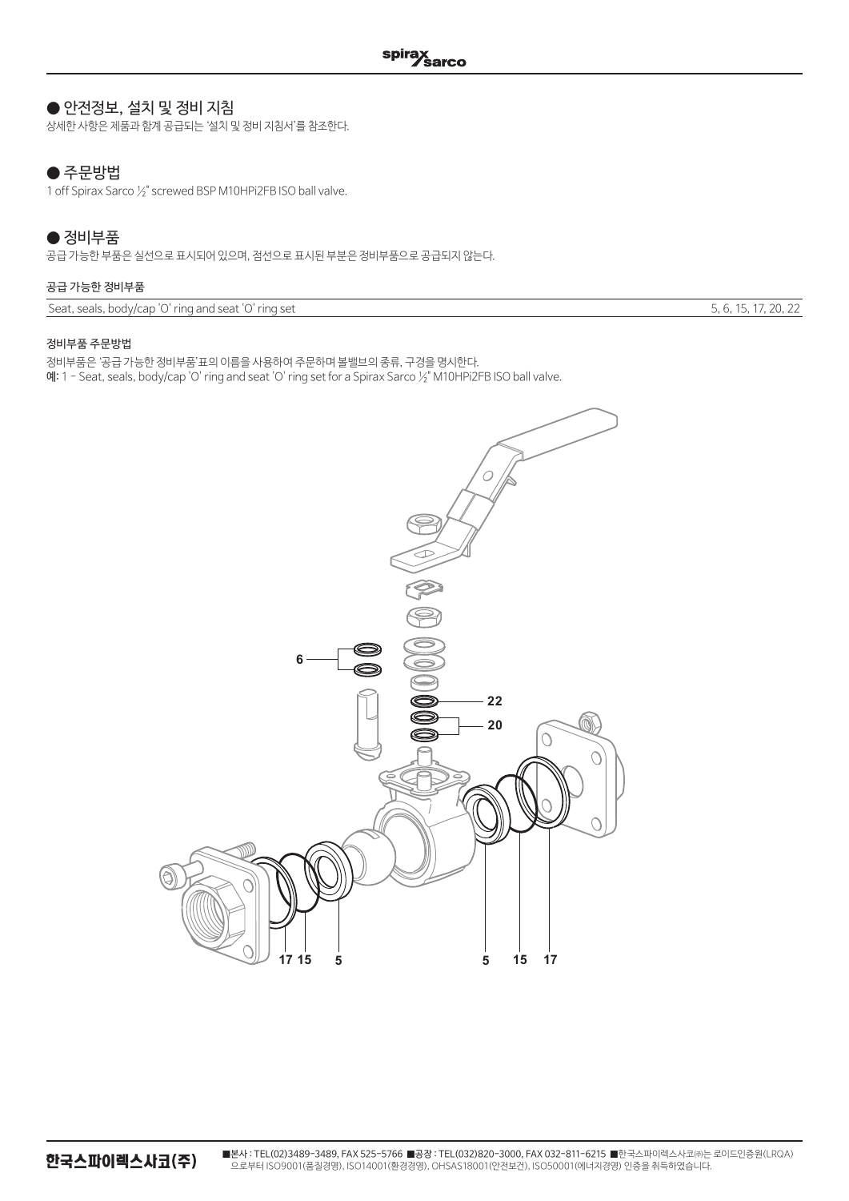## ● 안전정보, 설치 및 정비 지침

상세한 사항은 제품과 함께 공급되는 '설치 및 정비 지침서'를 참조한다.

## ● 주문방법

1 off Spirax Sarco ½" screwed BSP M10HPi2FB ISO ball valve.

## ● 정비부품

공급 가능한 부품은 실선으로 표시되어 있으며, 점선으로 표시된 부분은 정비부품으로 공급되지 않는다.

### 공급 가능한 정비부품

| | |
|---|---|
| Seat, seals, body/cap 'O' ring and seat 'O' ring set | 5, 6, 15, 17, 20, 22 |

### 정비부품 주문방법

정비부품은 '공급 가능한 정비부품'표의 이름을 사용하여 주문하며 볼밸브의 종류, 구경을 명시한다.

**예:** 1 - Seat, seals, body/cap 'O' ring and seat 'O' ring set for a Spirax Sarco ½" M10HPi2FB ISO ball valve.

6

22

20

17 15 5

5 15 17